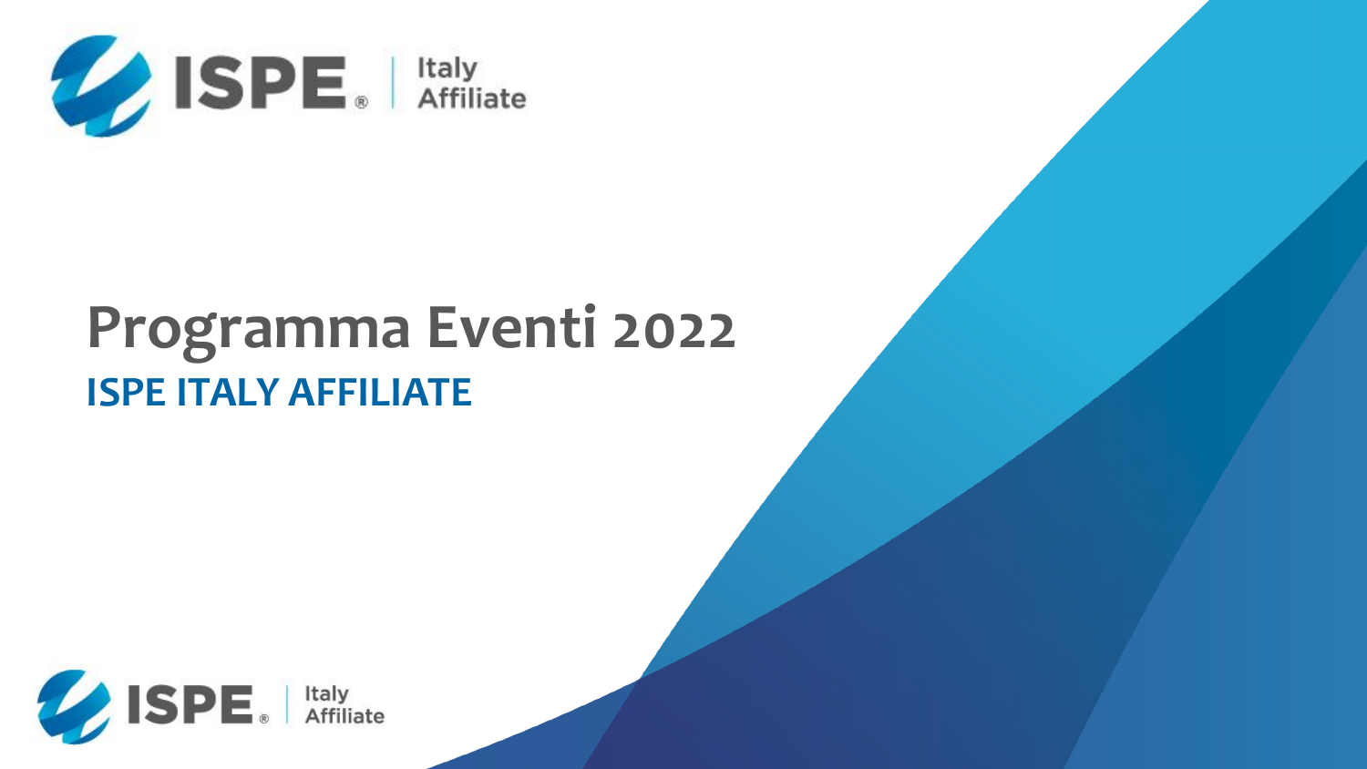# Programma Eventi 2022

## ISPE ITALY AFFILIATE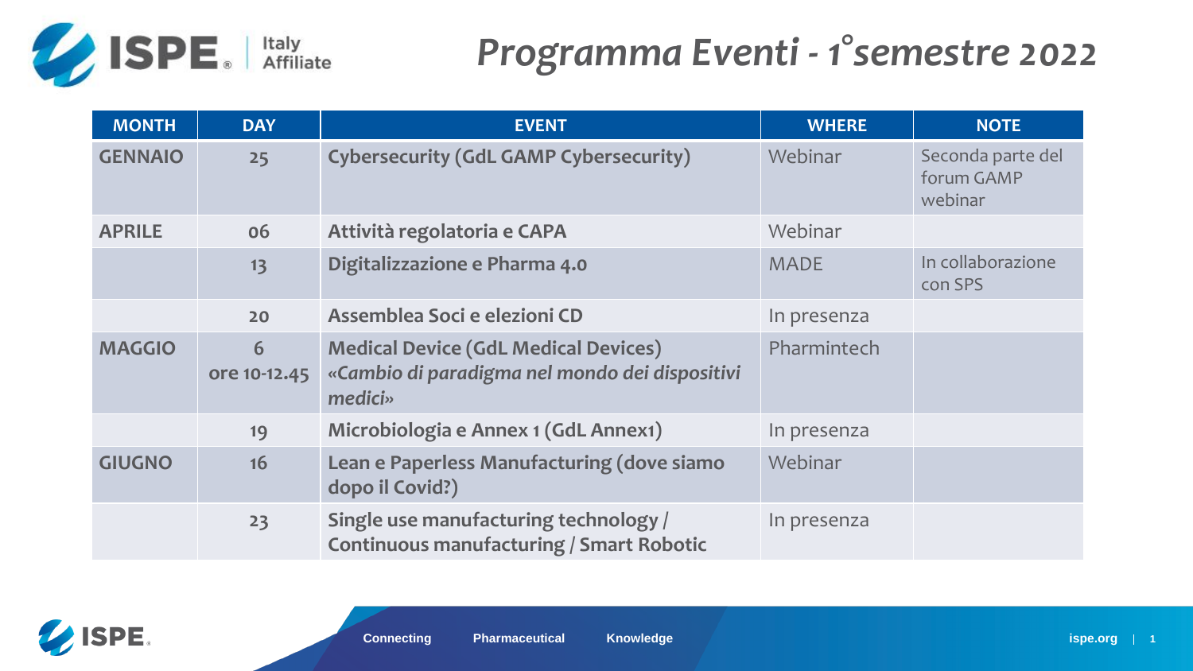# Programma Eventi - 1°semestre 2022

| MONTH | DAY | EVENT | WHERE | NOTE |
|---|---|---|---|---|
| **GENNAIO** | **25** | **Cybersecurity (GdL GAMP Cybersecurity)** | Webinar | Seconda parte del forum GAMP webinar |
| **APRILE** | **06** | **Attività regolatoria e CAPA** | Webinar | |
| | **13** | **Digitalizzazione e Pharma 4.0** | MADE | In collaborazione con SPS |
| | **20** | **Assemblea Soci e elezioni CD** | In presenza | |
| **MAGGIO** | **6** **ore 10-12.45** | **Medical Device (GdL Medical Devices)** ***«Cambio di paradigma nel mondo dei dispositivi medici»*** | Pharmintech | |
| | **19** | **Microbiologia e Annex 1 (GdL Annex1)** | In presenza | |
| **GIUGNO** | **16** | **Lean e Paperless Manufacturing (dove siamo dopo il Covid?)** | Webinar | |
| | **23** | **Single use manufacturing technology / Continuous manufacturing / Smart Robotic** | In presenza | |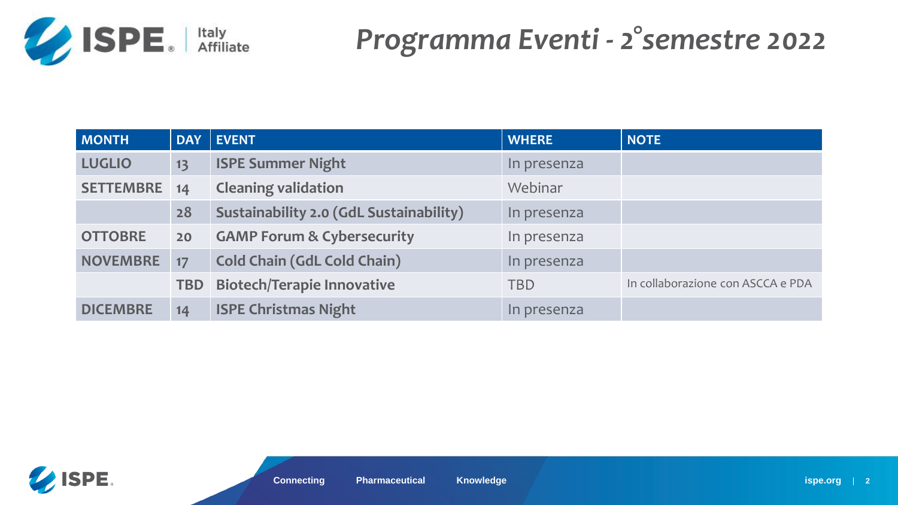# *Programma Eventi - 2° semestre 2022*

| MONTH | DAY | EVENT | WHERE | NOTE |
|---|---|---|---|---|
| LUGLIO | 13 | ISPE Summer Night | In presenza | |
| SETTEMBRE | 14 | Cleaning validation | Webinar | |
| | 28 | Sustainability 2.0 (GdL Sustainability) | In presenza | |
| OTTOBRE | 20 | GAMP Forum & Cybersecurity | In presenza | |
| NOVEMBRE | 17 | Cold Chain (GdL Cold Chain) | In presenza | |
| | TBD | Biotech/Terapie Innovative | TBD | In collaborazione con ASCCA e PDA |
| DICEMBRE | 14 | ISPE Christmas Night | In presenza | |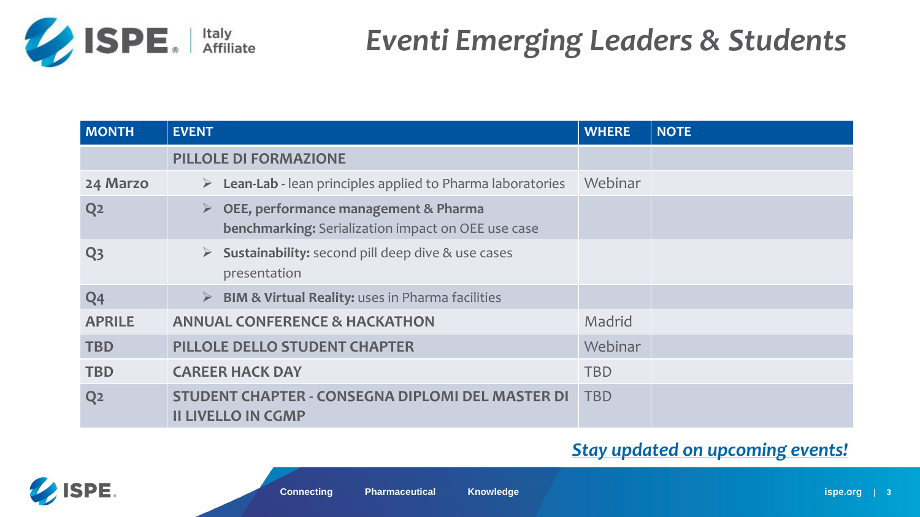# Eventi Emerging Leaders & Students

| MONTH | EVENT | WHERE | NOTE |
|---|---|---|---|
| | **PILLOLE DI FORMAZIONE** | | |
| 24 Marzo | ➢ **Lean-Lab** - lean principles applied to Pharma laboratories | Webinar | |
| Q2 | ➢ **OEE, performance management & Pharma benchmarking:** Serialization impact on OEE use case | | |
| Q3 | ➢ **Sustainability:** second pill deep dive & use cases presentation | | |
| Q4 | ➢ **BIM & Virtual Reality:** uses in Pharma facilities | | |
| APRILE | **ANNUAL CONFERENCE & HACKATHON** | Madrid | |
| TBD | **PILLOLE DELLO STUDENT CHAPTER** | Webinar | |
| TBD | **CAREER HACK DAY** | TBD | |
| Q2 | **STUDENT CHAPTER - CONSEGNA DIPLOMI DEL MASTER DI II LIVELLO IN CGMP** | TBD | |

***Stay updated on upcoming events!***